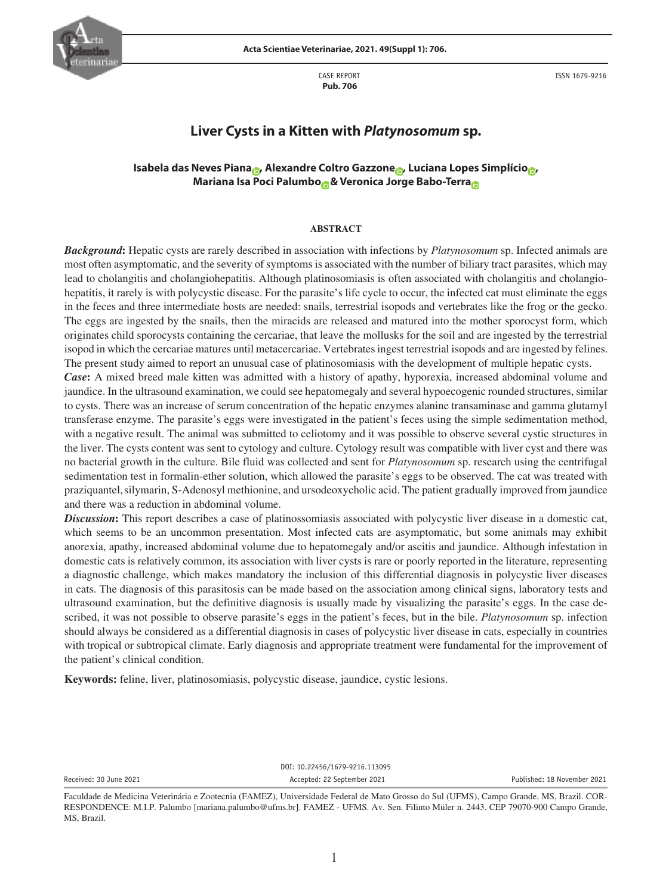CASE REPORT
**Pub. 706**

ISSN 1679-9216

# Liver Cysts in a Kitten with *Platynosomum* sp.

**Isabela das Neves Piana, Alexandre Coltro Gazzone, Luciana Lopes Simplício, Mariana Isa Poci Palumbo & Veronica Jorge Babo-Terra**

## ABSTRACT

***Background*:** Hepatic cysts are rarely described in association with infections by *Platynosomum* sp. Infected animals are most often asymptomatic, and the severity of symptoms is associated with the number of biliary tract parasites, which may lead to cholangitis and cholangiohepatitis. Although platinosomiasis is often associated with cholangitis and cholangiohepatitis, it rarely is with polycystic disease. For the parasite's life cycle to occur, the infected cat must eliminate the eggs in the feces and three intermediate hosts are needed: snails, terrestrial isopods and vertebrates like the frog or the gecko. The eggs are ingested by the snails, then the miracids are released and matured into the mother sporocyst form, which originates child sporocysts containing the cercariae, that leave the mollusks for the soil and are ingested by the terrestrial isopod in which the cercariae matures until metacercariae. Vertebrates ingest terrestrial isopods and are ingested by felines. The present study aimed to report an unusual case of platinosomiasis with the development of multiple hepatic cysts.

***Case*:** A mixed breed male kitten was admitted with a history of apathy, hyporexia, increased abdominal volume and jaundice. In the ultrasound examination, we could see hepatomegaly and several hypoecogenic rounded structures, similar to cysts. There was an increase of serum concentration of the hepatic enzymes alanine transaminase and gamma glutamyl transferase enzyme. The parasite's eggs were investigated in the patient's feces using the simple sedimentation method, with a negative result. The animal was submitted to celiotomy and it was possible to observe several cystic structures in the liver. The cysts content was sent to cytology and culture. Cytology result was compatible with liver cyst and there was no bacterial growth in the culture. Bile fluid was collected and sent for *Platynosomum* sp. research using the centrifugal sedimentation test in formalin-ether solution, which allowed the parasite's eggs to be observed. The cat was treated with praziquantel, silymarin, S-Adenosyl methionine, and ursodeoxycholic acid. The patient gradually improved from jaundice and there was a reduction in abdominal volume.

***Discussion*:** This report describes a case of platinossomiasis associated with polycystic liver disease in a domestic cat, which seems to be an uncommon presentation. Most infected cats are asymptomatic, but some animals may exhibit anorexia, apathy, increased abdominal volume due to hepatomegaly and/or ascitis and jaundice. Although infestation in domestic cats is relatively common, its association with liver cysts is rare or poorly reported in the literature, representing a diagnostic challenge, which makes mandatory the inclusion of this differential diagnosis in polycystic liver diseases in cats. The diagnosis of this parasitosis can be made based on the association among clinical signs, laboratory tests and ultrasound examination, but the definitive diagnosis is usually made by visualizing the parasite's eggs. In the case described, it was not possible to observe parasite's eggs in the patient's feces, but in the bile. *Platynosomum* sp. infection should always be considered as a differential diagnosis in cases of polycystic liver disease in cats, especially in countries with tropical or subtropical climate. Early diagnosis and appropriate treatment were fundamental for the improvement of the patient's clinical condition.

**Keywords:** feline, liver, platinosomiasis, polycystic disease, jaundice, cystic lesions.

DOI: 10.22456/1679-9216.113095

Received: 30 June 2021 | Accepted: 22 September 2021 | Published: 18 November 2021

Faculdade de Medicina Veterinária e Zootecnia (FAMEZ), Universidade Federal de Mato Grosso do Sul (UFMS), Campo Grande, MS, Brazil. CORRESPONDENCE: M.I.P. Palumbo [mariana.palumbo@ufms.br]. FAMEZ - UFMS. Av. Sen. Filinto Müler n. 2443. CEP 79070-900 Campo Grande, MS, Brazil.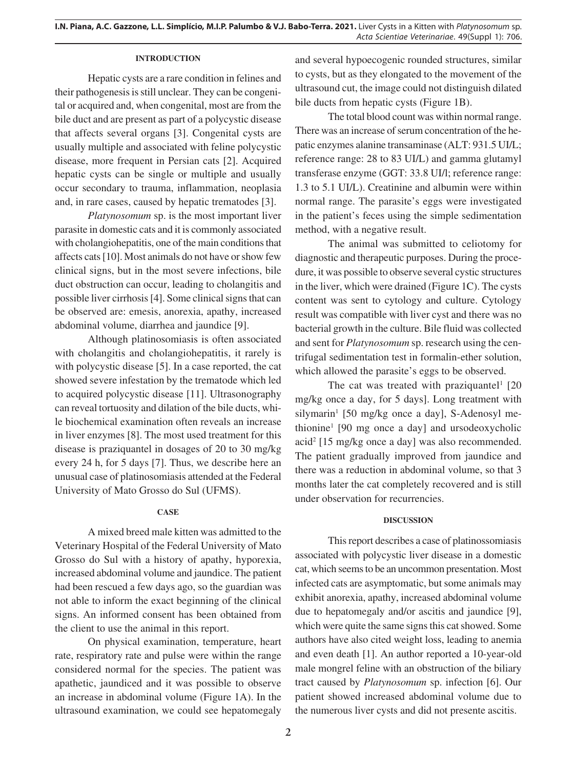## INTRODUCTION

Hepatic cysts are a rare condition in felines and their pathogenesis is still unclear. They can be congenital or acquired and, when congenital, most are from the bile duct and are present as part of a polycystic disease that affects several organs [3]. Congenital cysts are usually multiple and associated with feline polycystic disease, more frequent in Persian cats [2]. Acquired hepatic cysts can be single or multiple and usually occur secondary to trauma, inflammation, neoplasia and, in rare cases, caused by hepatic trematodes [3].

*Platynosomum* sp. is the most important liver parasite in domestic cats and it is commonly associated with cholangiohepatitis, one of the main conditions that affects cats [10]. Most animals do not have or show few clinical signs, but in the most severe infections, bile duct obstruction can occur, leading to cholangitis and possible liver cirrhosis [4]. Some clinical signs that can be observed are: emesis, anorexia, apathy, increased abdominal volume, diarrhea and jaundice [9].

Although platinosomiasis is often associated with cholangitis and cholangiohepatitis, it rarely is with polycystic disease [5]. In a case reported, the cat showed severe infestation by the trematode which led to acquired polycystic disease [11]. Ultrasonography can reveal tortuosity and dilation of the bile ducts, while biochemical examination often reveals an increase in liver enzymes [8]. The most used treatment for this disease is praziquantel in dosages of 20 to 30 mg/kg every 24 h, for 5 days [7]. Thus, we describe here an unusual case of platinosomiasis attended at the Federal University of Mato Grosso do Sul (UFMS).

## CASE

A mixed breed male kitten was admitted to the Veterinary Hospital of the Federal University of Mato Grosso do Sul with a history of apathy, hyporexia, increased abdominal volume and jaundice. The patient had been rescued a few days ago, so the guardian was not able to inform the exact beginning of the clinical signs. An informed consent has been obtained from the client to use the animal in this report.

On physical examination, temperature, heart rate, respiratory rate and pulse were within the range considered normal for the species. The patient was apathetic, jaundiced and it was possible to observe an increase in abdominal volume (Figure 1A). In the ultrasound examination, we could see hepatomegaly and several hypoecogenic rounded structures, similar to cysts, but as they elongated to the movement of the ultrasound cut, the image could not distinguish dilated bile ducts from hepatic cysts (Figure 1B).

The total blood count was within normal range. There was an increase of serum concentration of the hepatic enzymes alanine transaminase (ALT: 931.5 UI/L; reference range: 28 to 83 UI/L) and gamma glutamyl transferase enzyme (GGT: 33.8 UI/l; reference range: 1.3 to 5.1 UI/L). Creatinine and albumin were within normal range. The parasite's eggs were investigated in the patient's feces using the simple sedimentation method, with a negative result.

The animal was submitted to celiotomy for diagnostic and therapeutic purposes. During the procedure, it was possible to observe several cystic structures in the liver, which were drained (Figure 1C). The cysts content was sent to cytology and culture. Cytology result was compatible with liver cyst and there was no bacterial growth in the culture. Bile fluid was collected and sent for *Platynosomum* sp. research using the centrifugal sedimentation test in formalin-ether solution, which allowed the parasite's eggs to be observed.

The cat was treated with praziquantel[1] [20 mg/kg once a day, for 5 days]. Long treatment with silymarin[1] [50 mg/kg once a day], S-Adenosyl methionine[1] [90 mg once a day] and ursodeoxycholic acid[2] [15 mg/kg once a day] was also recommended. The patient gradually improved from jaundice and there was a reduction in abdominal volume, so that 3 months later the cat completely recovered and is still under observation for recurrencies.

## DISCUSSION

This report describes a case of platinossomiasis associated with polycystic liver disease in a domestic cat, which seems to be an uncommon presentation. Most infected cats are asymptomatic, but some animals may exhibit anorexia, apathy, increased abdominal volume due to hepatomegaly and/or ascitis and jaundice [9], which were quite the same signs this cat showed. Some authors have also cited weight loss, leading to anemia and even death [1]. An author reported a 10-year-old male mongrel feline with an obstruction of the biliary tract caused by *Platynosomum* sp. infection [6]. Our patient showed increased abdominal volume due to the numerous liver cysts and did not presente ascitis.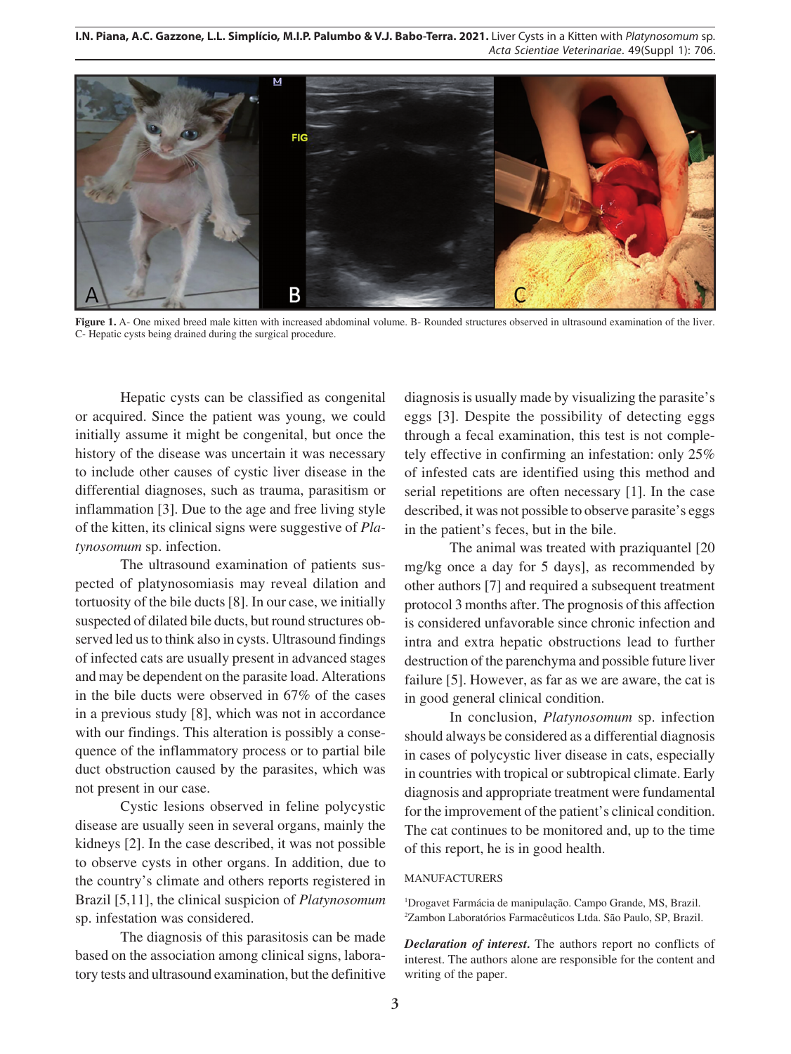**Figure 1.** A- One mixed breed male kitten with increased abdominal volume. B- Rounded structures observed in ultrasound examination of the liver. C- Hepatic cysts being drained during the surgical procedure.

Hepatic cysts can be classified as congenital or acquired. Since the patient was young, we could initially assume it might be congenital, but once the history of the disease was uncertain it was necessary to include other causes of cystic liver disease in the differential diagnoses, such as trauma, parasitism or inflammation [3]. Due to the age and free living style of the kitten, its clinical signs were suggestive of *Platynosomum* sp. infection.

The ultrasound examination of patients suspected of platynosomiasis may reveal dilation and tortuosity of the bile ducts [8]. In our case, we initially suspected of dilated bile ducts, but round structures observed led us to think also in cysts. Ultrasound findings of infected cats are usually present in advanced stages and may be dependent on the parasite load. Alterations in the bile ducts were observed in 67% of the cases in a previous study [8], which was not in accordance with our findings. This alteration is possibly a consequence of the inflammatory process or to partial bile duct obstruction caused by the parasites, which was not present in our case.

Cystic lesions observed in feline polycystic disease are usually seen in several organs, mainly the kidneys [2]. In the case described, it was not possible to observe cysts in other organs. In addition, due to the country's climate and others reports registered in Brazil [5,11], the clinical suspicion of *Platynosomum* sp. infestation was considered.

The diagnosis of this parasitosis can be made based on the association among clinical signs, laboratory tests and ultrasound examination, but the definitive diagnosis is usually made by visualizing the parasite's eggs [3]. Despite the possibility of detecting eggs through a fecal examination, this test is not completely effective in confirming an infestation: only 25% of infested cats are identified using this method and serial repetitions are often necessary [1]. In the case described, it was not possible to observe parasite's eggs in the patient's feces, but in the bile.

The animal was treated with praziquantel [20 mg/kg once a day for 5 days], as recommended by other authors [7] and required a subsequent treatment protocol 3 months after. The prognosis of this affection is considered unfavorable since chronic infection and intra and extra hepatic obstructions lead to further destruction of the parenchyma and possible future liver failure [5]. However, as far as we are aware, the cat is in good general clinical condition.

In conclusion, *Platynosomum* sp. infection should always be considered as a differential diagnosis in cases of polycystic liver disease in cats, especially in countries with tropical or subtropical climate. Early diagnosis and appropriate treatment were fundamental for the improvement of the patient's clinical condition. The cat continues to be monitored and, up to the time of this report, he is in good health.

MANUFACTURERS

[1]Drogavet Farmácia de manipulação. Campo Grande, MS, Brazil.
[2]Zambon Laboratórios Farmacêuticos Ltda. São Paulo, SP, Brazil.

***Declaration of interest.*** The authors report no conflicts of interest. The authors alone are responsible for the content and writing of the paper.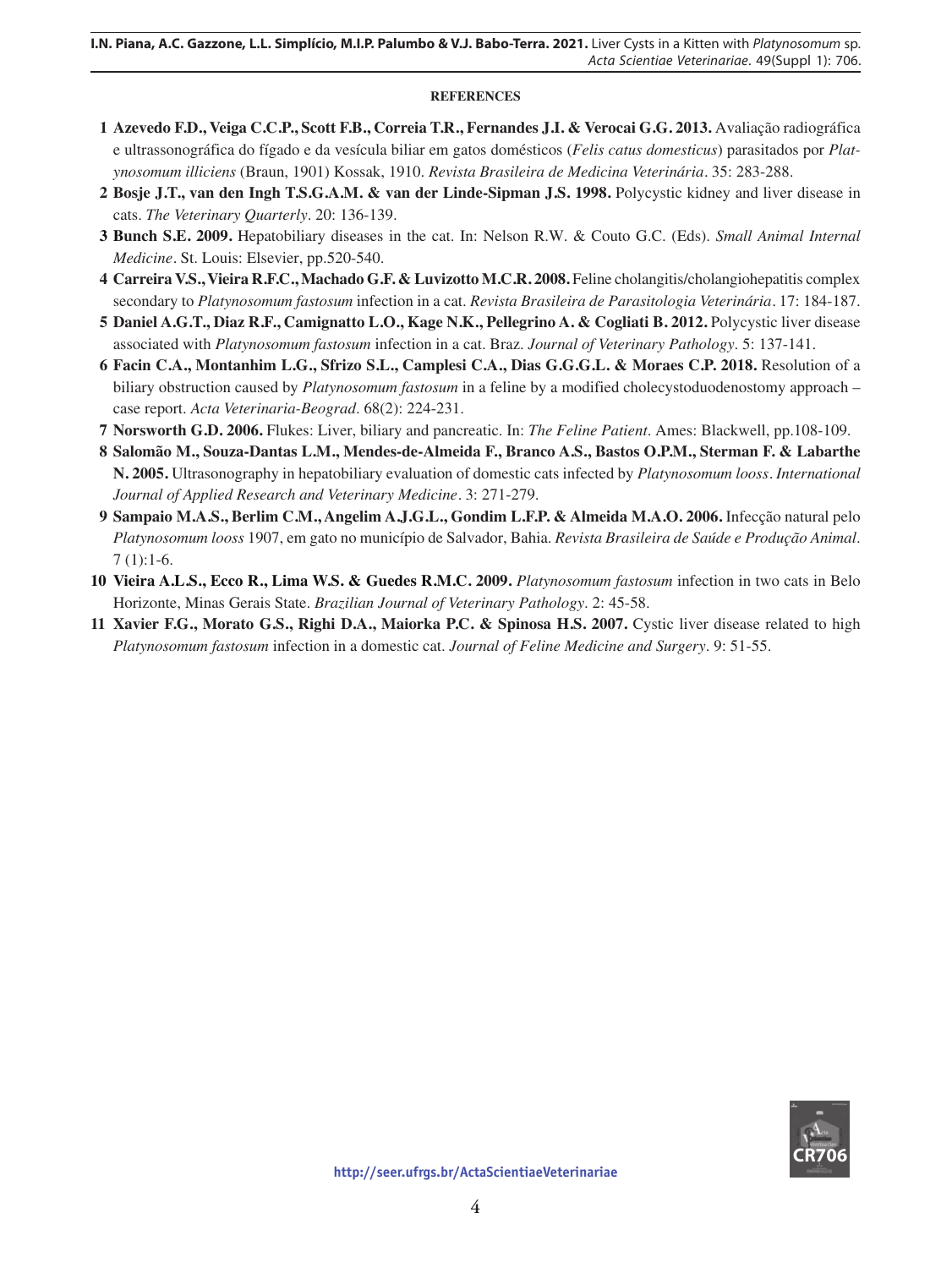**REFERENCES**

1 **Azevedo F.D., Veiga C.C.P., Scott F.B., Correia T.R., Fernandes J.I. & Verocai G.G. 2013.** Avaliação radiográfica e ultrassonográfica do fígado e da vesícula biliar em gatos domésticos (*Felis catus domesticus*) parasitados por *Platynosomum illiciens* (Braun, 1901) Kossak, 1910. *Revista Brasileira de Medicina Veterinária*. 35: 283-288.

2 **Bosje J.T., van den Ingh T.S.G.A.M. & van der Linde-Sipman J.S. 1998.** Polycystic kidney and liver disease in cats. *The Veterinary Quarterly*. 20: 136-139.

3 **Bunch S.E. 2009.** Hepatobiliary diseases in the cat. In: Nelson R.W. & Couto G.C. (Eds). *Small Animal Internal Medicine*. St. Louis: Elsevier, pp.520-540.

4 **Carreira V.S., Vieira R.F.C., Machado G.F. & Luvizotto M.C.R. 2008.** Feline cholangitis/cholangiohepatitis complex secondary to *Platynosomum fastosum* infection in a cat. *Revista Brasileira de Parasitologia Veterinária*. 17: 184-187.

5 **Daniel A.G.T., Diaz R.F., Camignatto L.O., Kage N.K., Pellegrino A. & Cogliati B. 2012.** Polycystic liver disease associated with *Platynosomum fastosum* infection in a cat. Braz. *Journal of Veterinary Pathology*. 5: 137-141.

6 **Facin C.A., Montanhim L.G., Sfrizo S.L., Camplesi C.A., Dias G.G.G.L. & Moraes C.P. 2018.** Resolution of a biliary obstruction caused by *Platynosomum fastosum* in a feline by a modified cholecystoduodenostomy approach – case report. *Acta Veterinaria-Beograd*. 68(2): 224-231.

7 **Norsworth G.D. 2006.** Flukes: Liver, biliary and pancreatic. In: *The Feline Patient*. Ames: Blackwell, pp.108-109.

8 **Salomão M., Souza-Dantas L.M., Mendes-de-Almeida F., Branco A.S., Bastos O.P.M., Sterman F. & Labarthe N. 2005.** Ultrasonography in hepatobiliary evaluation of domestic cats infected by *Platynosomum looss*. *International Journal of Applied Research and Veterinary Medicine*. 3: 271-279.

9 **Sampaio M.A.S., Berlim C.M., Angelim A.J.G.L., Gondim L.F.P. & Almeida M.A.O. 2006.** Infecção natural pelo *Platynosomum looss* 1907, em gato no município de Salvador, Bahia. *Revista Brasileira de Saúde e Produção Animal*. 7 (1):1-6.

10 **Vieira A.L.S., Ecco R., Lima W.S. & Guedes R.M.C. 2009.** *Platynosomum fastosum* infection in two cats in Belo Horizonte, Minas Gerais State. *Brazilian Journal of Veterinary Pathology*. 2: 45-58.

11 **Xavier F.G., Morato G.S., Righi D.A., Maiorka P.C. & Spinosa H.S. 2007.** Cystic liver disease related to high *Platynosomum fastosum* infection in a domestic cat. *Journal of Feline Medicine and Surgery*. 9: 51-55.